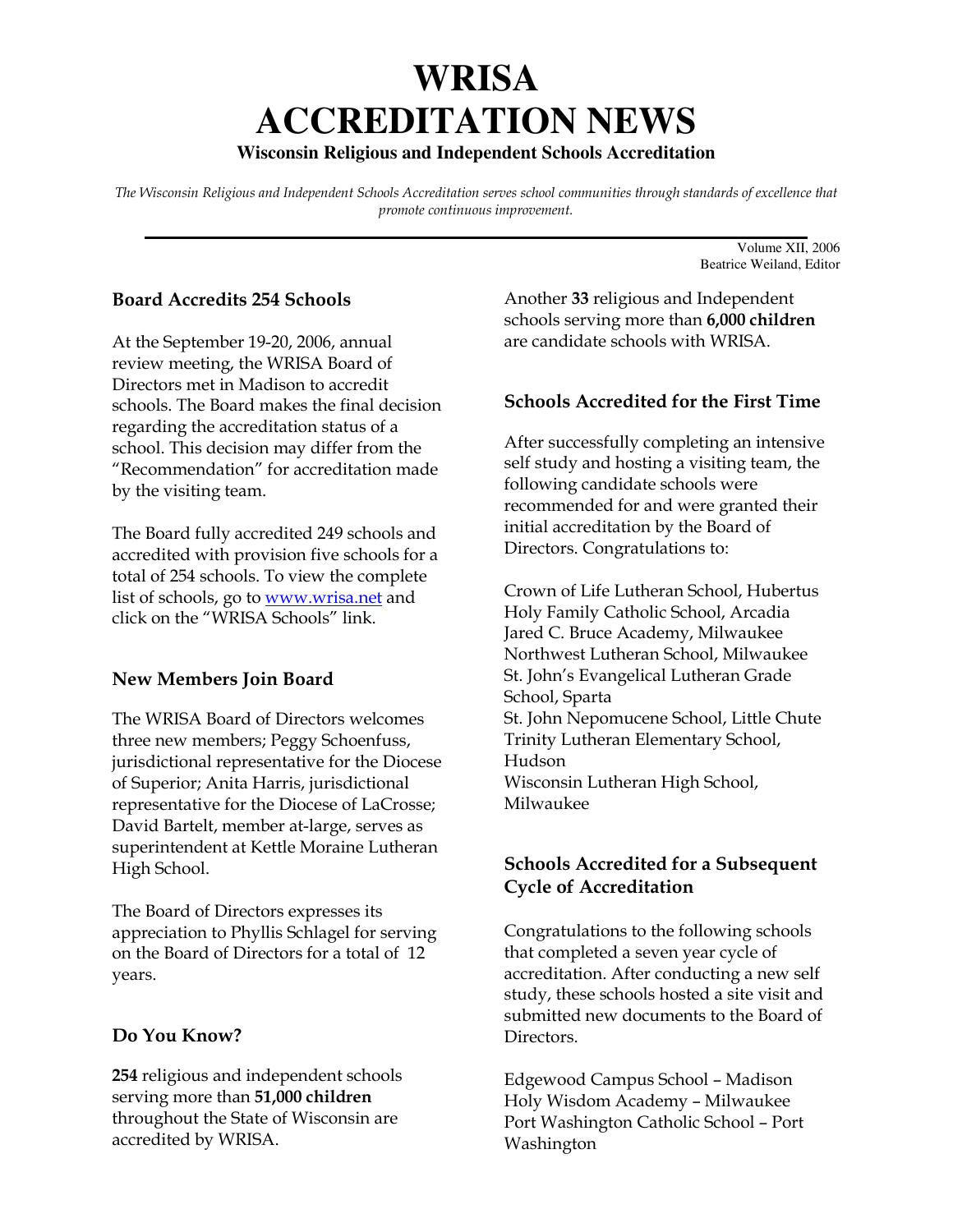# WRISA ACCREDITATION NEWS

**Wisconsin Religious and Independent Schools Accreditation**

*The Wisconsin Religious and Independent Schools Accreditation serves school communities through standards of excellence that promote continuous improvement.*

Volume XII, 2006
Beatrice Weiland, Editor

## Board Accredits 254 Schools

At the September 19-20, 2006, annual review meeting, the WRISA Board of Directors met in Madison to accredit schools. The Board makes the final decision regarding the accreditation status of a school. This decision may differ from the "Recommendation" for accreditation made by the visiting team.

The Board fully accredited 249 schools and accredited with provision five schools for a total of 254 schools. To view the complete list of schools, go to [www.wrisa.net](http://www.wrisa.net) and click on the "WRISA Schools" link.

## New Members Join Board

The WRISA Board of Directors welcomes three new members; Peggy Schoenfuss, jurisdictional representative for the Diocese of Superior; Anita Harris, jurisdictional representative for the Diocese of LaCrosse; David Bartelt, member at-large, serves as superintendent at Kettle Moraine Lutheran High School.

The Board of Directors expresses its appreciation to Phyllis Schlagel for serving on the Board of Directors for a total of 12 years.

## Do You Know?

**254** religious and independent schools serving more than **51,000 children** throughout the State of Wisconsin are accredited by WRISA.

Another **33** religious and Independent schools serving more than **6,000 children** are candidate schools with WRISA.

## Schools Accredited for the First Time

After successfully completing an intensive self study and hosting a visiting team, the following candidate schools were recommended for and were granted their initial accreditation by the Board of Directors. Congratulations to:

Crown of Life Lutheran School, Hubertus
Holy Family Catholic School, Arcadia
Jared C. Bruce Academy, Milwaukee
Northwest Lutheran School, Milwaukee
St. John's Evangelical Lutheran Grade School, Sparta
St. John Nepomucene School, Little Chute
Trinity Lutheran Elementary School, Hudson
Wisconsin Lutheran High School, Milwaukee

## Schools Accredited for a Subsequent Cycle of Accreditation

Congratulations to the following schools that completed a seven year cycle of accreditation. After conducting a new self study, these schools hosted a site visit and submitted new documents to the Board of Directors.

Edgewood Campus School – Madison
Holy Wisdom Academy – Milwaukee
Port Washington Catholic School – Port Washington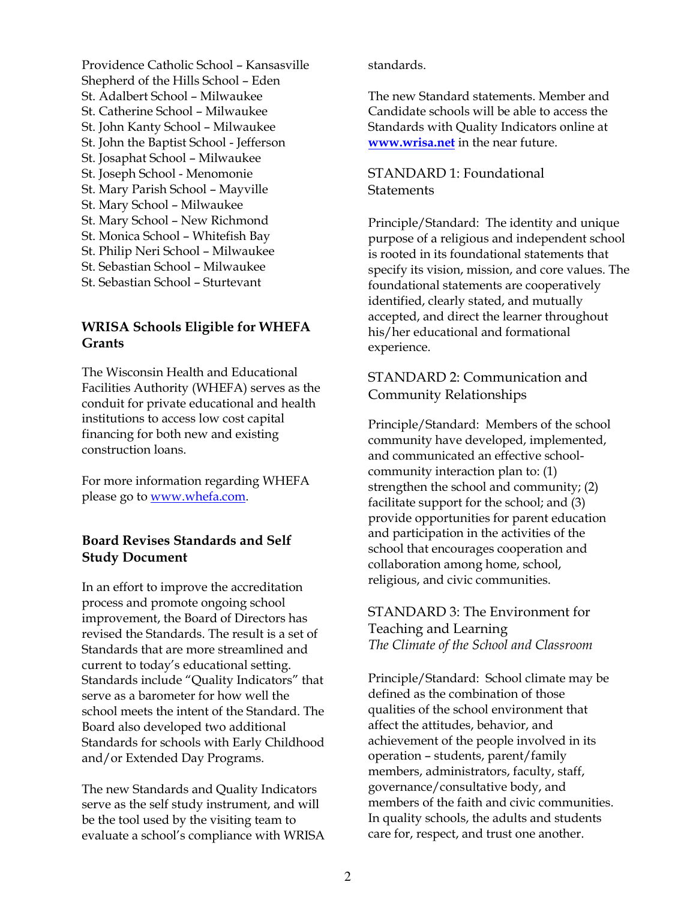Providence Catholic School – Kansasville
Shepherd of the Hills School – Eden
St. Adalbert School – Milwaukee
St. Catherine School – Milwaukee
St. John Kanty School – Milwaukee
St. John the Baptist School - Jefferson
St. Josaphat School – Milwaukee
St. Joseph School - Menomonie
St. Mary Parish School – Mayville
St. Mary School – Milwaukee
St. Mary School – New Richmond
St. Monica School – Whitefish Bay
St. Philip Neri School – Milwaukee
St. Sebastian School – Milwaukee
St. Sebastian School – Sturtevant

## WRISA Schools Eligible for WHEFA Grants

The Wisconsin Health and Educational Facilities Authority (WHEFA) serves as the conduit for private educational and health institutions to access low cost capital financing for both new and existing construction loans.

For more information regarding WHEFA please go to www.whefa.com.

## Board Revises Standards and Self Study Document

In an effort to improve the accreditation process and promote ongoing school improvement, the Board of Directors has revised the Standards. The result is a set of Standards that are more streamlined and current to today's educational setting. Standards include "Quality Indicators" that serve as a barometer for how well the school meets the intent of the Standard. The Board also developed two additional Standards for schools with Early Childhood and/or Extended Day Programs.

The new Standards and Quality Indicators serve as the self study instrument, and will be the tool used by the visiting team to evaluate a school's compliance with WRISA standards.

The new Standard statements. Member and Candidate schools will be able to access the Standards with Quality Indicators online at **www.wrisa.net** in the near future.

### STANDARD 1: Foundational Statements

Principle/Standard: The identity and unique purpose of a religious and independent school is rooted in its foundational statements that specify its vision, mission, and core values. The foundational statements are cooperatively identified, clearly stated, and mutually accepted, and direct the learner throughout his/her educational and formational experience.

### STANDARD 2: Communication and Community Relationships

Principle/Standard: Members of the school community have developed, implemented, and communicated an effective school-community interaction plan to: (1) strengthen the school and community; (2) facilitate support for the school; and (3) provide opportunities for parent education and participation in the activities of the school that encourages cooperation and collaboration among home, school, religious, and civic communities.

### STANDARD 3: The Environment for Teaching and Learning

*The Climate of the School and Classroom*

Principle/Standard: School climate may be defined as the combination of those qualities of the school environment that affect the attitudes, behavior, and achievement of the people involved in its operation – students, parent/family members, administrators, faculty, staff, governance/consultative body, and members of the faith and civic communities. In quality schools, the adults and students care for, respect, and trust one another.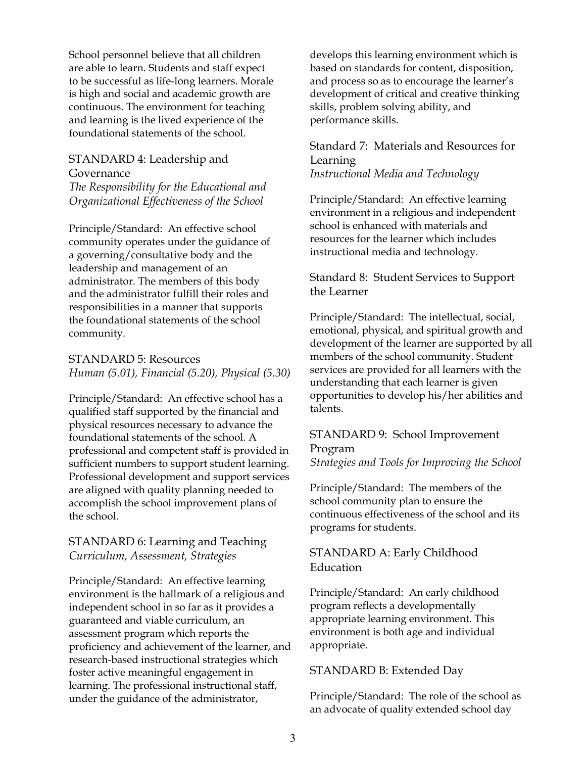School personnel believe that all children are able to learn. Students and staff expect to be successful as life-long learners. Morale is high and social and academic growth are continuous. The environment for teaching and learning is the lived experience of the foundational statements of the school.

## STANDARD 4: Leadership and Governance

*The Responsibility for the Educational and Organizational Effectiveness of the School*

Principle/Standard: An effective school community operates under the guidance of a governing/consultative body and the leadership and management of an administrator. The members of this body and the administrator fulfill their roles and responsibilities in a manner that supports the foundational statements of the school community.

## STANDARD 5: Resources

*Human (5.01), Financial (5.20), Physical (5.30)*

Principle/Standard: An effective school has a qualified staff supported by the financial and physical resources necessary to advance the foundational statements of the school. A professional and competent staff is provided in sufficient numbers to support student learning. Professional development and support services are aligned with quality planning needed to accomplish the school improvement plans of the school.

## STANDARD 6: Learning and Teaching

*Curriculum, Assessment, Strategies*

Principle/Standard: An effective learning environment is the hallmark of a religious and independent school in so far as it provides a guaranteed and viable curriculum, an assessment program which reports the proficiency and achievement of the learner, and research-based instructional strategies which foster active meaningful engagement in learning. The professional instructional staff, under the guidance of the administrator, develops this learning environment which is based on standards for content, disposition, and process so as to encourage the learner's development of critical and creative thinking skills, problem solving ability, and performance skills.

## Standard 7: Materials and Resources for Learning

*Instructional Media and Technology*

Principle/Standard: An effective learning environment in a religious and independent school is enhanced with materials and resources for the learner which includes instructional media and technology.

## Standard 8: Student Services to Support the Learner

Principle/Standard: The intellectual, social, emotional, physical, and spiritual growth and development of the learner are supported by all members of the school community. Student services are provided for all learners with the understanding that each learner is given opportunities to develop his/her abilities and talents.

## STANDARD 9: School Improvement Program

*Strategies and Tools for Improving the School*

Principle/Standard: The members of the school community plan to ensure the continuous effectiveness of the school and its programs for students.

## STANDARD A: Early Childhood Education

Principle/Standard: An early childhood program reflects a developmentally appropriate learning environment. This environment is both age and individual appropriate.

## STANDARD B: Extended Day

Principle/Standard: The role of the school as an advocate of quality extended school day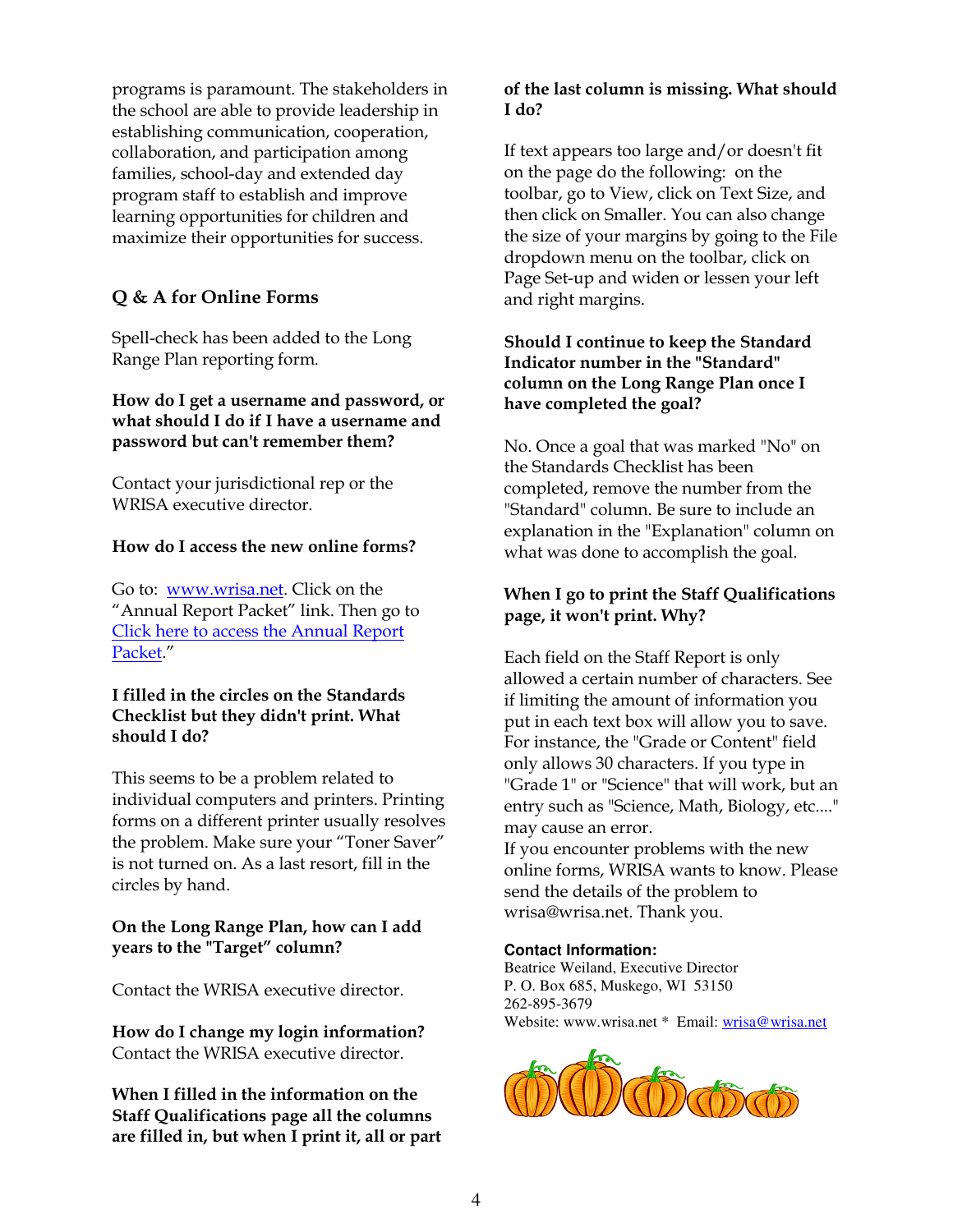programs is paramount. The stakeholders in the school are able to provide leadership in establishing communication, cooperation, collaboration, and participation among families, school-day and extended day program staff to establish and improve learning opportunities for children and maximize their opportunities for success.

## Q & A for Online Forms

Spell-check has been added to the Long Range Plan reporting form.

**How do I get a username and password, or what should I do if I have a username and password but can't remember them?**

Contact your jurisdictional rep or the WRISA executive director.

**How do I access the new online forms?**

Go to: www.wrisa.net. Click on the "Annual Report Packet" link. Then go to Click here to access the Annual Report Packet."

**I filled in the circles on the Standards Checklist but they didn't print. What should I do?**

This seems to be a problem related to individual computers and printers. Printing forms on a different printer usually resolves the problem. Make sure your "Toner Saver" is not turned on. As a last resort, fill in the circles by hand.

**On the Long Range Plan, how can I add years to the "Target" column?**

Contact the WRISA executive director.

**How do I change my login information?**
Contact the WRISA executive director.

**When I filled in the information on the Staff Qualifications page all the columns are filled in, but when I print it, all or part of the last column is missing. What should I do?**

If text appears too large and/or doesn't fit on the page do the following: on the toolbar, go to View, click on Text Size, and then click on Smaller. You can also change the size of your margins by going to the File dropdown menu on the toolbar, click on Page Set-up and widen or lessen your left and right margins.

**Should I continue to keep the Standard Indicator number in the "Standard" column on the Long Range Plan once I have completed the goal?**

No. Once a goal that was marked "No" on the Standards Checklist has been completed, remove the number from the "Standard" column. Be sure to include an explanation in the "Explanation" column on what was done to accomplish the goal.

**When I go to print the Staff Qualifications page, it won't print. Why?**

Each field on the Staff Report is only allowed a certain number of characters. See if limiting the amount of information you put in each text box will allow you to save. For instance, the "Grade or Content" field only allows 30 characters. If you type in "Grade 1" or "Science" that will work, but an entry such as "Science, Math, Biology, etc...." may cause an error.
If you encounter problems with the new online forms, WRISA wants to know. Please send the details of the problem to wrisa@wrisa.net. Thank you.

**Contact Information:**
Beatrice Weiland, Executive Director
P. O. Box 685, Muskego, WI 53150
262-895-3679
Website: www.wrisa.net * Email: wrisa@wrisa.net